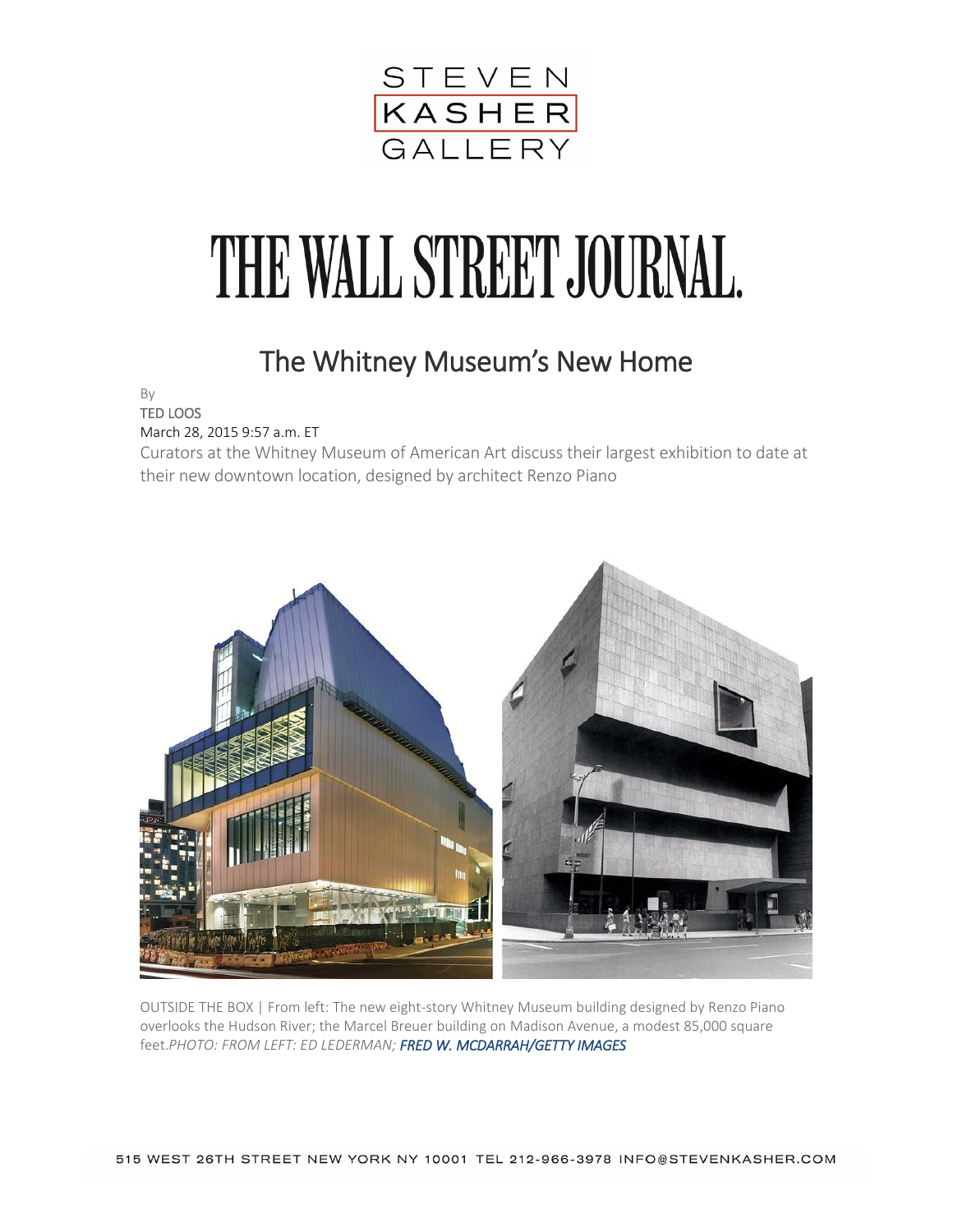STEVEN KASHER GALLERY

# THE WALL STREET JOURNAL.

## The Whitney Museum's New Home

By
TED LOOS
March 28, 2015 9:57 a.m. ET

Curators at the Whitney Museum of American Art discuss their largest exhibition to date at their new downtown location, designed by architect Renzo Piano

OUTSIDE THE BOX | From left: The new eight-story Whitney Museum building designed by Renzo Piano overlooks the Hudson River; the Marcel Breuer building on Madison Avenue, a modest 85,000 square feet.*PHOTO: FROM LEFT: ED LEDERMAN; FRED W. MCDARRAH/GETTY IMAGES*

515 WEST 26TH STREET NEW YORK NY 10001 TEL 212-966-3978 INFO@STEVENKASHER.COM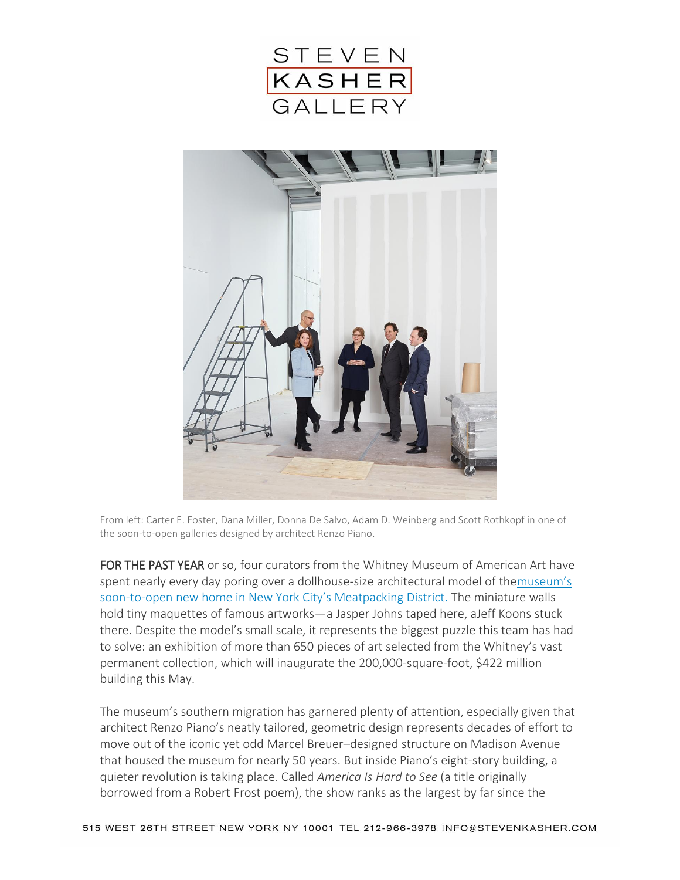From left: Carter E. Foster, Dana Miller, Donna De Salvo, Adam D. Weinberg and Scott Rothkopf in one of the soon-to-open galleries designed by architect Renzo Piano.

**FOR THE PAST YEAR** or so, four curators from the Whitney Museum of American Art have spent nearly every day poring over a dollhouse-size architectural model of themuseum's soon-to-open new home in New York City's Meatpacking District. The miniature walls hold tiny maquettes of famous artworks—a Jasper Johns taped here, aJeff Koons stuck there. Despite the model's small scale, it represents the biggest puzzle this team has had to solve: an exhibition of more than 650 pieces of art selected from the Whitney's vast permanent collection, which will inaugurate the 200,000-square-foot, $422 million building this May.

The museum's southern migration has garnered plenty of attention, especially given that architect Renzo Piano's neatly tailored, geometric design represents decades of effort to move out of the iconic yet odd Marcel Breuer–designed structure on Madison Avenue that housed the museum for nearly 50 years. But inside Piano's eight-story building, a quieter revolution is taking place. Called *America Is Hard to See* (a title originally borrowed from a Robert Frost poem), the show ranks as the largest by far since the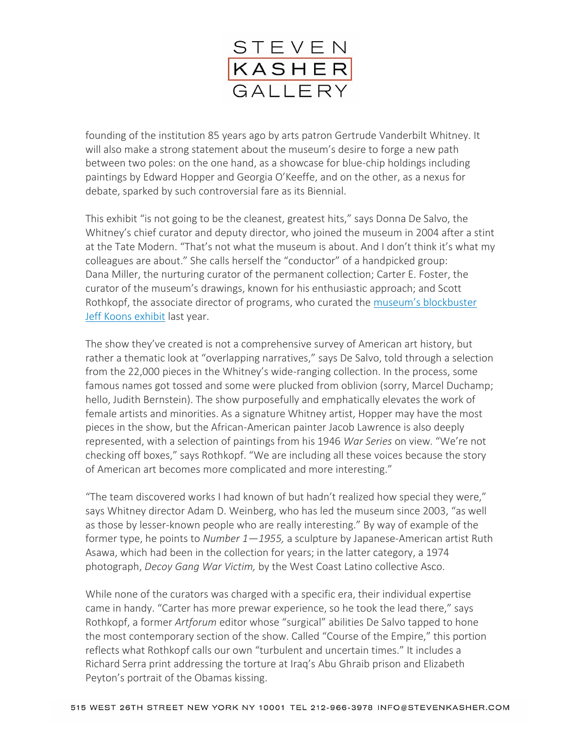founding of the institution 85 years ago by arts patron Gertrude Vanderbilt Whitney. It will also make a strong statement about the museum's desire to forge a new path between two poles: on the one hand, as a showcase for blue-chip holdings including paintings by Edward Hopper and Georgia O'Keeffe, and on the other, as a nexus for debate, sparked by such controversial fare as its Biennial.

This exhibit "is not going to be the cleanest, greatest hits," says Donna De Salvo, the Whitney's chief curator and deputy director, who joined the museum in 2004 after a stint at the Tate Modern. "That's not what the museum is about. And I don't think it's what my colleagues are about." She calls herself the "conductor" of a handpicked group: Dana Miller, the nurturing curator of the permanent collection; Carter E. Foster, the curator of the museum's drawings, known for his enthusiastic approach; and Scott Rothkopf, the associate director of programs, who curated the museum's blockbuster Jeff Koons exhibit last year.

The show they've created is not a comprehensive survey of American art history, but rather a thematic look at "overlapping narratives," says De Salvo, told through a selection from the 22,000 pieces in the Whitney's wide-ranging collection. In the process, some famous names got tossed and some were plucked from oblivion (sorry, Marcel Duchamp; hello, Judith Bernstein). The show purposefully and emphatically elevates the work of female artists and minorities. As a signature Whitney artist, Hopper may have the most pieces in the show, but the African-American painter Jacob Lawrence is also deeply represented, with a selection of paintings from his 1946 *War Series* on view. "We're not checking off boxes," says Rothkopf. "We are including all these voices because the story of American art becomes more complicated and more interesting."

"The team discovered works I had known of but hadn't realized how special they were," says Whitney director Adam D. Weinberg, who has led the museum since 2003, "as well as those by lesser-known people who are really interesting." By way of example of the former type, he points to *Number 1—1955,* a sculpture by Japanese-American artist Ruth Asawa, which had been in the collection for years; in the latter category, a 1974 photograph, *Decoy Gang War Victim,* by the West Coast Latino collective Asco.

While none of the curators was charged with a specific era, their individual expertise came in handy. "Carter has more prewar experience, so he took the lead there," says Rothkopf, a former *Artforum* editor whose "surgical" abilities De Salvo tapped to hone the most contemporary section of the show. Called "Course of the Empire," this portion reflects what Rothkopf calls our own "turbulent and uncertain times." It includes a Richard Serra print addressing the torture at Iraq's Abu Ghraib prison and Elizabeth Peyton's portrait of the Obamas kissing.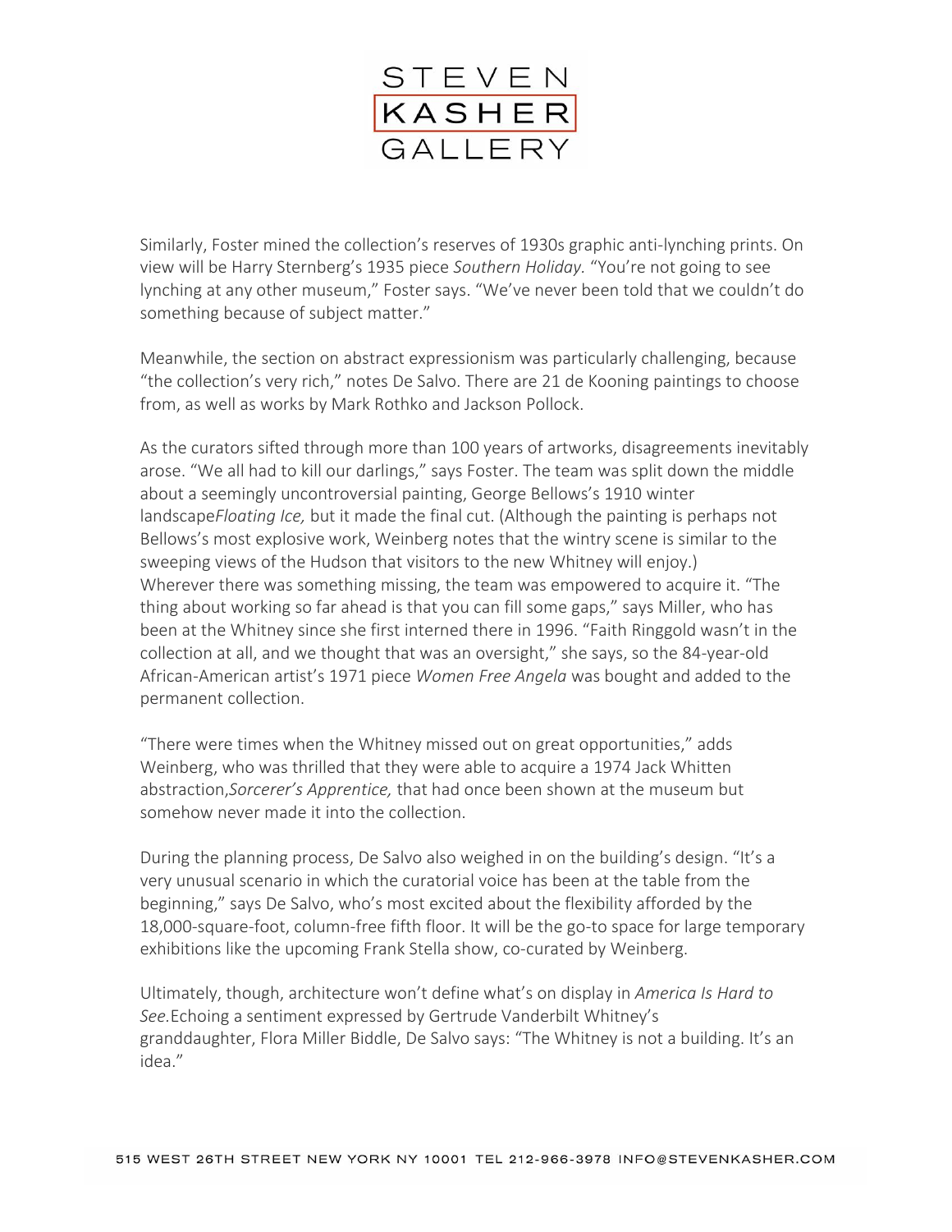Similarly, Foster mined the collection's reserves of 1930s graphic anti-lynching prints. On view will be Harry Sternberg's 1935 piece *Southern Holiday.* "You're not going to see lynching at any other museum," Foster says. "We've never been told that we couldn't do something because of subject matter."

Meanwhile, the section on abstract expressionism was particularly challenging, because "the collection's very rich," notes De Salvo. There are 21 de Kooning paintings to choose from, as well as works by Mark Rothko and Jackson Pollock.

As the curators sifted through more than 100 years of artworks, disagreements inevitably arose. "We all had to kill our darlings," says Foster. The team was split down the middle about a seemingly uncontroversial painting, George Bellows's 1910 winter landscape*Floating Ice,* but it made the final cut. (Although the painting is perhaps not Bellows's most explosive work, Weinberg notes that the wintry scene is similar to the sweeping views of the Hudson that visitors to the new Whitney will enjoy.)
Wherever there was something missing, the team was empowered to acquire it. "The thing about working so far ahead is that you can fill some gaps," says Miller, who has been at the Whitney since she first interned there in 1996. "Faith Ringgold wasn't in the collection at all, and we thought that was an oversight," she says, so the 84-year-old African-American artist's 1971 piece *Women Free Angela* was bought and added to the permanent collection.

"There were times when the Whitney missed out on great opportunities," adds Weinberg, who was thrilled that they were able to acquire a 1974 Jack Whitten abstraction,*Sorcerer's Apprentice,* that had once been shown at the museum but somehow never made it into the collection.

During the planning process, De Salvo also weighed in on the building's design. "It's a very unusual scenario in which the curatorial voice has been at the table from the beginning," says De Salvo, who's most excited about the flexibility afforded by the 18,000-square-foot, column-free fifth floor. It will be the go-to space for large temporary exhibitions like the upcoming Frank Stella show, co-curated by Weinberg.

Ultimately, though, architecture won't define what's on display in *America Is Hard to See.*Echoing a sentiment expressed by Gertrude Vanderbilt Whitney's granddaughter, Flora Miller Biddle, De Salvo says: "The Whitney is not a building. It's an idea."